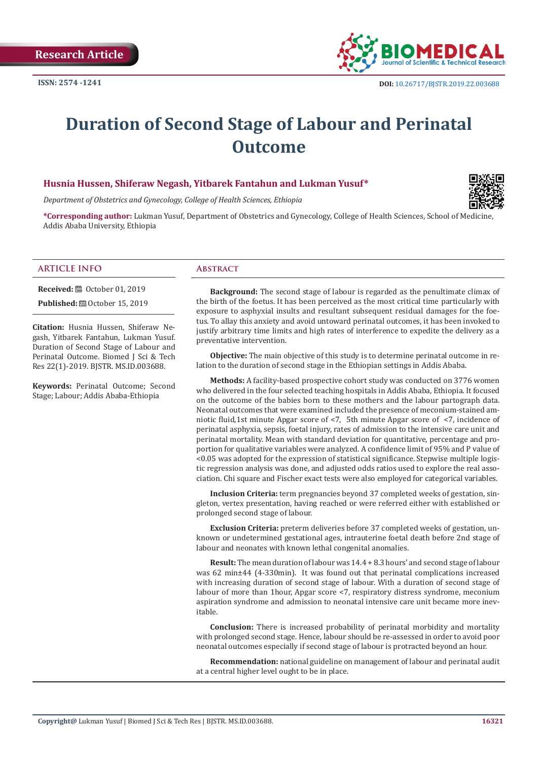Research Article

ISSN: 2574 -1241

DOI: 10.26717/BJSTR.2019.22.003688

# Duration of Second Stage of Labour and Perinatal Outcome

**Husnia Hussen, Shiferaw Negash, Yitbarek Fantahun and Lukman Yusuf***

*Department of Obstetrics and Gynecology, College of Health Sciences, Ethiopia*

***Corresponding author:** Lukman Yusuf, Department of Obstetrics and Gynecology, College of Health Sciences, School of Medicine, Addis Ababa University, Ethiopia

## ARTICLE INFO

**Received:** October 01, 2019

**Published:** October 15, 2019

**Citation:** Husnia Hussen, Shiferaw Negash, Yitbarek Fantahun, Lukman Yusuf. Duration of Second Stage of Labour and Perinatal Outcome. Biomed J Sci & Tech Res 22(1)-2019. BJSTR. MS.ID.003688.

**Keywords:** Perinatal Outcome; Second Stage; Labour; Addis Ababa-Ethiopia

## Abstract

**Background:** The second stage of labour is regarded as the penultimate climax of the birth of the foetus. It has been perceived as the most critical time particularly with exposure to asphyxial insults and resultant subsequent residual damages for the foetus. To allay this anxiety and avoid untoward perinatal outcomes, it has been invoked to justify arbitrary time limits and high rates of interference to expedite the delivery as a preventative intervention.

**Objective:** The main objective of this study is to determine perinatal outcome in relation to the duration of second stage in the Ethiopian settings in Addis Ababa.

**Methods:** A facility-based prospective cohort study was conducted on 3776 women who delivered in the four selected teaching hospitals in Addis Ababa, Ethiopia. It focused on the outcome of the babies born to these mothers and the labour partograph data. Neonatal outcomes that were examined included the presence of meconium-stained amniotic fluid,1st minute Apgar score of <7, 5th minute Apgar score of <7, incidence of perinatal asphyxia, sepsis, foetal injury, rates of admission to the intensive care unit and perinatal mortality. Mean with standard deviation for quantitative, percentage and proportion for qualitative variables were analyzed. A confidence limit of 95% and P value of <0.05 was adopted for the expression of statistical significance. Stepwise multiple logistic regression analysis was done, and adjusted odds ratios used to explore the real association. Chi square and Fischer exact tests were also employed for categorical variables.

**Inclusion Criteria:** term pregnancies beyond 37 completed weeks of gestation, singleton, vertex presentation, having reached or were referred either with established or prolonged second stage of labour.

**Exclusion Criteria:** preterm deliveries before 37 completed weeks of gestation, unknown or undetermined gestational ages, intrauterine foetal death before 2nd stage of labour and neonates with known lethal congenital anomalies.

**Result:** The mean duration of labour was 14.4 + 8.3 hours' and second stage of labour was 62 min±44 (4-330min). It was found out that perinatal complications increased with increasing duration of second stage of labour. With a duration of second stage of labour of more than 1hour, Apgar score <7, respiratory distress syndrome, meconium aspiration syndrome and admission to neonatal intensive care unit became more inevitable.

**Conclusion:** There is increased probability of perinatal morbidity and mortality with prolonged second stage. Hence, labour should be re-assessed in order to avoid poor neonatal outcomes especially if second stage of labour is protracted beyond an hour.

**Recommendation:** national guideline on management of labour and perinatal audit at a central higher level ought to be in place.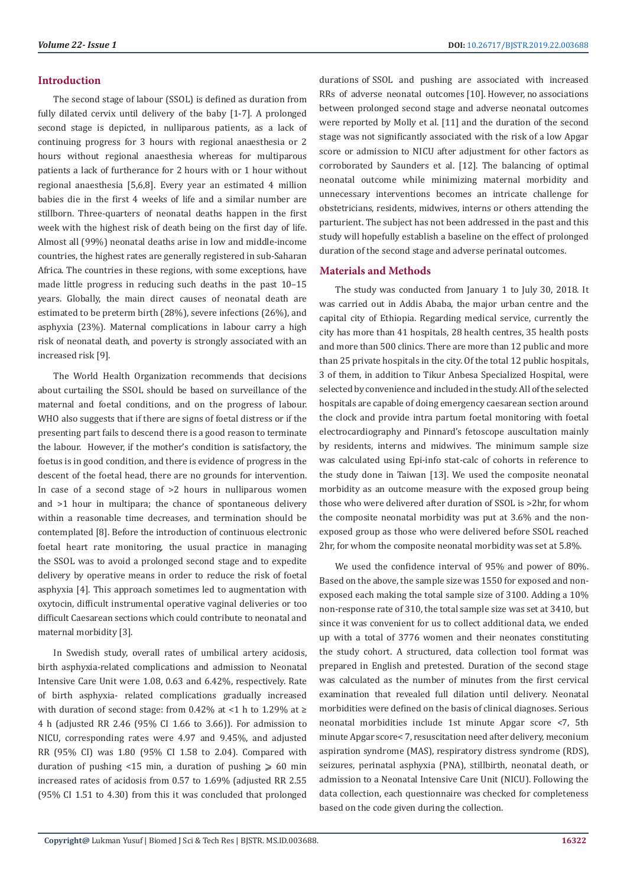## Introduction

The second stage of labour (SSOL) is defined as duration from fully dilated cervix until delivery of the baby [1-7]. A prolonged second stage is depicted, in nulliparous patients, as a lack of continuing progress for 3 hours with regional anaesthesia or 2 hours without regional anaesthesia whereas for multiparous patients a lack of furtherance for 2 hours with or 1 hour without regional anaesthesia [5,6,8]. Every year an estimated 4 million babies die in the first 4 weeks of life and a similar number are stillborn. Three-quarters of neonatal deaths happen in the first week with the highest risk of death being on the first day of life. Almost all (99%) neonatal deaths arise in low and middle-income countries, the highest rates are generally registered in sub-Saharan Africa. The countries in these regions, with some exceptions, have made little progress in reducing such deaths in the past 10–15 years. Globally, the main direct causes of neonatal death are estimated to be preterm birth (28%), severe infections (26%), and asphyxia (23%). Maternal complications in labour carry a high risk of neonatal death, and poverty is strongly associated with an increased risk [9].

The World Health Organization recommends that decisions about curtailing the SSOL should be based on surveillance of the maternal and foetal conditions, and on the progress of labour. WHO also suggests that if there are signs of foetal distress or if the presenting part fails to descend there is a good reason to terminate the labour. However, if the mother's condition is satisfactory, the foetus is in good condition, and there is evidence of progress in the descent of the foetal head, there are no grounds for intervention. In case of a second stage of >2 hours in nulliparous women and >1 hour in multipara; the chance of spontaneous delivery within a reasonable time decreases, and termination should be contemplated [8]. Before the introduction of continuous electronic foetal heart rate monitoring, the usual practice in managing the SSOL was to avoid a prolonged second stage and to expedite delivery by operative means in order to reduce the risk of foetal asphyxia [4]. This approach sometimes led to augmentation with oxytocin, difficult instrumental operative vaginal deliveries or too difficult Caesarean sections which could contribute to neonatal and maternal morbidity [3].

In Swedish study, overall rates of umbilical artery acidosis, birth asphyxia-related complications and admission to Neonatal Intensive Care Unit were 1.08, 0.63 and 6.42%, respectively. Rate of birth asphyxia- related complications gradually increased with duration of second stage: from 0.42% at <1 h to 1.29% at ≥ 4 h (adjusted RR 2.46 (95% CI 1.66 to 3.66)). For admission to NICU, corresponding rates were 4.97 and 9.45%, and adjusted RR (95% CI) was 1.80 (95% CI 1.58 to 2.04). Compared with duration of pushing <15 min, a duration of pushing ⩾ 60 min increased rates of acidosis from 0.57 to 1.69% (adjusted RR 2.55 (95% CI 1.51 to 4.30) from this it was concluded that prolonged durations of SSOL and pushing are associated with increased RRs of adverse neonatal outcomes [10]. However, no associations between prolonged second stage and adverse neonatal outcomes were reported by Molly et al. [11] and the duration of the second stage was not significantly associated with the risk of a low Apgar score or admission to NICU after adjustment for other factors as corroborated by Saunders et al. [12]. The balancing of optimal neonatal outcome while minimizing maternal morbidity and unnecessary interventions becomes an intricate challenge for obstetricians, residents, midwives, interns or others attending the parturient. The subject has not been addressed in the past and this study will hopefully establish a baseline on the effect of prolonged duration of the second stage and adverse perinatal outcomes.

## Materials and Methods

The study was conducted from January 1 to July 30, 2018. It was carried out in Addis Ababa, the major urban centre and the capital city of Ethiopia. Regarding medical service, currently the city has more than 41 hospitals, 28 health centres, 35 health posts and more than 500 clinics. There are more than 12 public and more than 25 private hospitals in the city. Of the total 12 public hospitals, 3 of them, in addition to Tikur Anbesa Specialized Hospital, were selected by convenience and included in the study. All of the selected hospitals are capable of doing emergency caesarean section around the clock and provide intra partum foetal monitoring with foetal electrocardiography and Pinnard's fetoscope auscultation mainly by residents, interns and midwives. The minimum sample size was calculated using Epi-info stat-calc of cohorts in reference to the study done in Taiwan [13]. We used the composite neonatal morbidity as an outcome measure with the exposed group being those who were delivered after duration of SSOL is >2hr, for whom the composite neonatal morbidity was put at 3.6% and the non-exposed group as those who were delivered before SSOL reached 2hr, for whom the composite neonatal morbidity was set at 5.8%.

We used the confidence interval of 95% and power of 80%. Based on the above, the sample size was 1550 for exposed and non-exposed each making the total sample size of 3100. Adding a 10% non-response rate of 310, the total sample size was set at 3410, but since it was convenient for us to collect additional data, we ended up with a total of 3776 women and their neonates constituting the study cohort. A structured, data collection tool format was prepared in English and pretested. Duration of the second stage was calculated as the number of minutes from the first cervical examination that revealed full dilation until delivery. Neonatal morbidities were defined on the basis of clinical diagnoses. Serious neonatal morbidities include 1st minute Apgar score <7, 5th minute Apgar score< 7, resuscitation need after delivery, meconium aspiration syndrome (MAS), respiratory distress syndrome (RDS), seizures, perinatal asphyxia (PNA), stillbirth, neonatal death, or admission to a Neonatal Intensive Care Unit (NICU). Following the data collection, each questionnaire was checked for completeness based on the code given during the collection.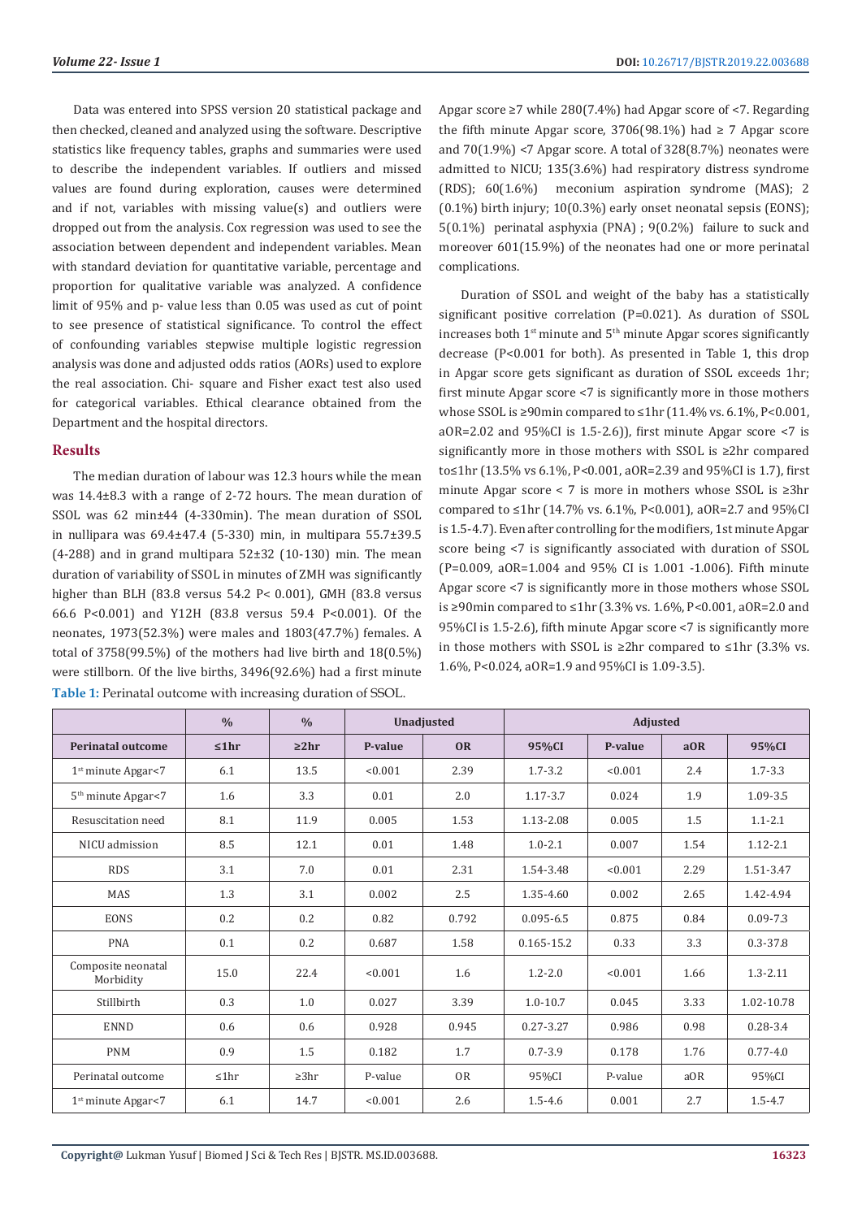Data was entered into SPSS version 20 statistical package and then checked, cleaned and analyzed using the software. Descriptive statistics like frequency tables, graphs and summaries were used to describe the independent variables. If outliers and missed values are found during exploration, causes were determined and if not, variables with missing value(s) and outliers were dropped out from the analysis. Cox regression was used to see the association between dependent and independent variables. Mean with standard deviation for quantitative variable, percentage and proportion for qualitative variable was analyzed. A confidence limit of 95% and p- value less than 0.05 was used as cut of point to see presence of statistical significance. To control the effect of confounding variables stepwise multiple logistic regression analysis was done and adjusted odds ratios (AORs) used to explore the real association. Chi- square and Fisher exact test also used for categorical variables. Ethical clearance obtained from the Department and the hospital directors.

## Results

The median duration of labour was 12.3 hours while the mean was 14.4±8.3 with a range of 2-72 hours. The mean duration of SSOL was 62 min±44 (4-330min). The mean duration of SSOL in nullipara was 69.4±47.4 (5-330) min, in multipara 55.7±39.5 (4-288) and in grand multipara 52±32 (10-130) min. The mean duration of variability of SSOL in minutes of ZMH was significantly higher than BLH (83.8 versus 54.2 P< 0.001), GMH (83.8 versus 66.6 P<0.001) and Y12H (83.8 versus 59.4 P<0.001). Of the neonates, 1973(52.3%) were males and 1803(47.7%) females. A total of 3758(99.5%) of the mothers had live birth and 18(0.5%) were stillborn. Of the live births, 3496(92.6%) had a first minute Apgar score ≥7 while 280(7.4%) had Apgar score of <7. Regarding the fifth minute Apgar score, 3706(98.1%) had ≥ 7 Apgar score and 70(1.9%) <7 Apgar score. A total of 328(8.7%) neonates were admitted to NICU; 135(3.6%) had respiratory distress syndrome (RDS); 60(1.6%) meconium aspiration syndrome (MAS); 2 (0.1%) birth injury; 10(0.3%) early onset neonatal sepsis (EONS); 5(0.1%) perinatal asphyxia (PNA) ; 9(0.2%) failure to suck and moreover 601(15.9%) of the neonates had one or more perinatal complications.

Duration of SSOL and weight of the baby has a statistically significant positive correlation (P=0.021). As duration of SSOL increases both 1[st] minute and 5[th] minute Apgar scores significantly decrease (P<0.001 for both). As presented in Table 1, this drop in Apgar score gets significant as duration of SSOL exceeds 1hr; first minute Apgar score <7 is significantly more in those mothers whose SSOL is ≥90min compared to ≤1hr (11.4% vs. 6.1%, P<0.001, aOR=2.02 and 95%CI is 1.5-2.6)), first minute Apgar score <7 is significantly more in those mothers with SSOL is ≥2hr compared to≤1hr (13.5% vs 6.1%, P<0.001, aOR=2.39 and 95%CI is 1.7), first minute Apgar score < 7 is more in mothers whose SSOL is ≥3hr compared to ≤1hr (14.7% vs. 6.1%, P<0.001), aOR=2.7 and 95%CI is 1.5-4.7). Even after controlling for the modifiers, 1st minute Apgar score being <7 is significantly associated with duration of SSOL (P=0.009, aOR=1.004 and 95% CI is 1.001 -1.006). Fifth minute Apgar score <7 is significantly more in those mothers whose SSOL is ≥90min compared to ≤1hr (3.3% vs. 1.6%, P<0.001, aOR=2.0 and 95%CI is 1.5-2.6), fifth minute Apgar score <7 is significantly more in those mothers with SSOL is ≥2hr compared to ≤1hr (3.3% vs. 1.6%, P<0.024, aOR=1.9 and 95%CI is 1.09-3.5).

**Table 1:** Perinatal outcome with increasing duration of SSOL.

| | % | % | Unadjusted | | Adjusted | | | |
|---|---|---|---|---|---|---|---|---|
| **Perinatal outcome** | **≤1hr** | **≥2hr** | **P-value** | **OR** | **95%CI** | **P-value** | **aOR** | **95%CI** |
| 1[st] minute Apgar<7 | 6.1 | 13.5 | <0.001 | 2.39 | 1.7-3.2 | <0.001 | 2.4 | 1.7-3.3 |
| 5[th] minute Apgar<7 | 1.6 | 3.3 | 0.01 | 2.0 | 1.17-3.7 | 0.024 | 1.9 | 1.09-3.5 |
| Resuscitation need | 8.1 | 11.9 | 0.005 | 1.53 | 1.13-2.08 | 0.005 | 1.5 | 1.1-2.1 |
| NICU admission | 8.5 | 12.1 | 0.01 | 1.48 | 1.0-2.1 | 0.007 | 1.54 | 1.12-2.1 |
| RDS | 3.1 | 7.0 | 0.01 | 2.31 | 1.54-3.48 | <0.001 | 2.29 | 1.51-3.47 |
| MAS | 1.3 | 3.1 | 0.002 | 2.5 | 1.35-4.60 | 0.002 | 2.65 | 1.42-4.94 |
| EONS | 0.2 | 0.2 | 0.82 | 0.792 | 0.095-6.5 | 0.875 | 0.84 | 0.09-7.3 |
| PNA | 0.1 | 0.2 | 0.687 | 1.58 | 0.165-15.2 | 0.33 | 3.3 | 0.3-37.8 |
| Composite neonatal Morbidity | 15.0 | 22.4 | <0.001 | 1.6 | 1.2-2.0 | <0.001 | 1.66 | 1.3-2.11 |
| Stillbirth | 0.3 | 1.0 | 0.027 | 3.39 | 1.0-10.7 | 0.045 | 3.33 | 1.02-10.78 |
| ENND | 0.6 | 0.6 | 0.928 | 0.945 | 0.27-3.27 | 0.986 | 0.98 | 0.28-3.4 |
| PNM | 0.9 | 1.5 | 0.182 | 1.7 | 0.7-3.9 | 0.178 | 1.76 | 0.77-4.0 |
| Perinatal outcome | ≤1hr | ≥3hr | P-value | OR | 95%CI | P-value | aOR | 95%CI |
| 1[st] minute Apgar<7 | 6.1 | 14.7 | <0.001 | 2.6 | 1.5-4.6 | 0.001 | 2.7 | 1.5-4.7 |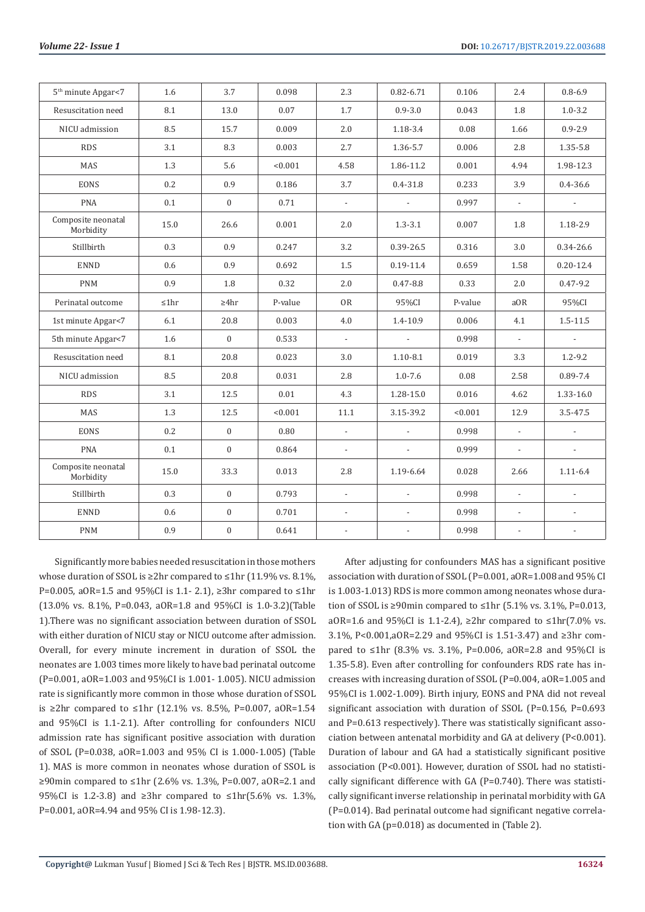| 5th minute Apgar<7 | 1.6 | 3.7 | 0.098 | 2.3 | 0.82-6.71 | 0.106 | 2.4 | 0.8-6.9 |
|---|---|---|---|---|---|---|---|---|
| Resuscitation need | 8.1 | 13.0 | 0.07 | 1.7 | 0.9-3.0 | 0.043 | 1.8 | 1.0-3.2 |
| NICU admission | 8.5 | 15.7 | 0.009 | 2.0 | 1.18-3.4 | 0.08 | 1.66 | 0.9-2.9 |
| RDS | 3.1 | 8.3 | 0.003 | 2.7 | 1.36-5.7 | 0.006 | 2.8 | 1.35-5.8 |
| MAS | 1.3 | 5.6 | <0.001 | 4.58 | 1.86-11.2 | 0.001 | 4.94 | 1.98-12.3 |
| EONS | 0.2 | 0.9 | 0.186 | 3.7 | 0.4-31.8 | 0.233 | 3.9 | 0.4-36.6 |
| PNA | 0.1 | 0 | 0.71 | - | - | 0.997 | - | - |
| Composite neonatal Morbidity | 15.0 | 26.6 | 0.001 | 2.0 | 1.3-3.1 | 0.007 | 1.8 | 1.18-2.9 |
| Stillbirth | 0.3 | 0.9 | 0.247 | 3.2 | 0.39-26.5 | 0.316 | 3.0 | 0.34-26.6 |
| ENND | 0.6 | 0.9 | 0.692 | 1.5 | 0.19-11.4 | 0.659 | 1.58 | 0.20-12.4 |
| PNM | 0.9 | 1.8 | 0.32 | 2.0 | 0.47-8.8 | 0.33 | 2.0 | 0.47-9.2 |
| Perinatal outcome | ≤1hr | ≥4hr | P-value | OR | 95%CI | P-value | aOR | 95%CI |
| 1st minute Apgar<7 | 6.1 | 20.8 | 0.003 | 4.0 | 1.4-10.9 | 0.006 | 4.1 | 1.5-11.5 |
| 5th minute Apgar<7 | 1.6 | 0 | 0.533 | - | - | 0.998 | - | - |
| Resuscitation need | 8.1 | 20.8 | 0.023 | 3.0 | 1.10-8.1 | 0.019 | 3.3 | 1.2-9.2 |
| NICU admission | 8.5 | 20.8 | 0.031 | 2.8 | 1.0-7.6 | 0.08 | 2.58 | 0.89-7.4 |
| RDS | 3.1 | 12.5 | 0.01 | 4.3 | 1.28-15.0 | 0.016 | 4.62 | 1.33-16.0 |
| MAS | 1.3 | 12.5 | <0.001 | 11.1 | 3.15-39.2 | <0.001 | 12.9 | 3.5-47.5 |
| EONS | 0.2 | 0 | 0.80 | - | - | 0.998 | - | - |
| PNA | 0.1 | 0 | 0.864 | - | - | 0.999 | - | - |
| Composite neonatal Morbidity | 15.0 | 33.3 | 0.013 | 2.8 | 1.19-6.64 | 0.028 | 2.66 | 1.11-6.4 |
| Stillbirth | 0.3 | 0 | 0.793 | - | - | 0.998 | - | - |
| ENND | 0.6 | 0 | 0.701 | - | - | 0.998 | - | - |
| PNM | 0.9 | 0 | 0.641 | - | - | 0.998 | - | - |

Significantly more babies needed resuscitation in those mothers whose duration of SSOL is ≥2hr compared to ≤1hr (11.9% vs. 8.1%, P=0.005, aOR=1.5 and 95%CI is 1.1- 2.1), ≥3hr compared to ≤1hr (13.0% vs. 8.1%, P=0.043, aOR=1.8 and 95%CI is 1.0-3.2)(Table 1).There was no significant association between duration of SSOL with either duration of NICU stay or NICU outcome after admission. Overall, for every minute increment in duration of SSOL the neonates are 1.003 times more likely to have bad perinatal outcome (P=0.001, aOR=1.003 and 95%CI is 1.001- 1.005). NICU admission rate is significantly more common in those whose duration of SSOL is ≥2hr compared to ≤1hr (12.1% vs. 8.5%, P=0.007, aOR=1.54 and 95%CI is 1.1-2.1). After controlling for confounders NICU admission rate has significant positive association with duration of SSOL (P=0.038, aOR=1.003 and 95% CI is 1.000-1.005) (Table 1). MAS is more common in neonates whose duration of SSOL is ≥90min compared to ≤1hr (2.6% vs. 1.3%, P=0.007, aOR=2.1 and 95%CI is 1.2-3.8) and ≥3hr compared to ≤1hr(5.6% vs. 1.3%, P=0.001, aOR=4.94 and 95% CI is 1.98-12.3).

After adjusting for confounders MAS has a significant positive association with duration of SSOL (P=0.001, aOR=1.008 and 95% CI is 1.003-1.013) RDS is more common among neonates whose duration of SSOL is ≥90min compared to ≤1hr (5.1% vs. 3.1%, P=0.013, aOR=1.6 and 95%CI is 1.1-2.4), ≥2hr compared to ≤1hr(7.0% vs. 3.1%, P<0.001,aOR=2.29 and 95%CI is 1.51-3.47) and ≥3hr compared to ≤1hr (8.3% vs. 3.1%, P=0.006, aOR=2.8 and 95%CI is 1.35-5.8). Even after controlling for confounders RDS rate has increases with increasing duration of SSOL (P=0.004, aOR=1.005 and 95%CI is 1.002-1.009). Birth injury, EONS and PNA did not reveal significant association with duration of SSOL (P=0.156, P=0.693 and P=0.613 respectively). There was statistically significant association between antenatal morbidity and GA at delivery (P<0.001). Duration of labour and GA had a statistically significant positive association (P<0.001). However, duration of SSOL had no statistically significant difference with GA (P=0.740). There was statistically significant inverse relationship in perinatal morbidity with GA (P=0.014). Bad perinatal outcome had significant negative correlation with GA (p=0.018) as documented in (Table 2).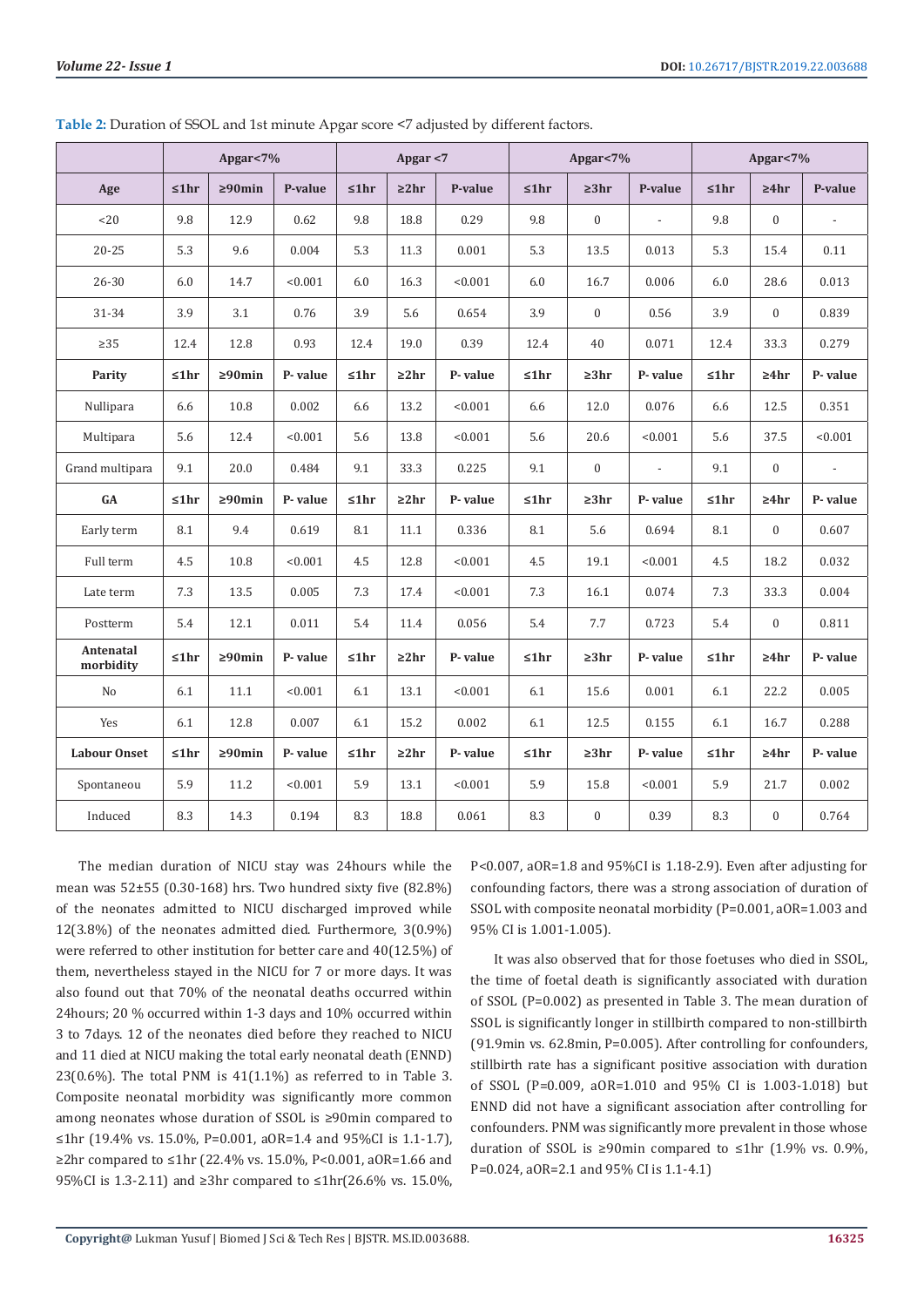**Table 2:** Duration of SSOL and 1st minute Apgar score <7 adjusted by different factors.

| | Apgar<7% | | | Apgar <7 | | | Apgar<7% | | | Apgar<7% | | |
|---|---|---|---|---|---|---|---|---|---|---|---|---|
| **Age** | **≤1hr** | **≥90min** | **P-value** | **≤1hr** | **≥2hr** | **P-value** | **≤1hr** | **≥3hr** | **P-value** | **≤1hr** | **≥4hr** | **P-value** |
| <20 | 9.8 | 12.9 | 0.62 | 9.8 | 18.8 | 0.29 | 9.8 | 0 | - | 9.8 | 0 | - |
| 20-25 | 5.3 | 9.6 | 0.004 | 5.3 | 11.3 | 0.001 | 5.3 | 13.5 | 0.013 | 5.3 | 15.4 | 0.11 |
| 26-30 | 6.0 | 14.7 | <0.001 | 6.0 | 16.3 | <0.001 | 6.0 | 16.7 | 0.006 | 6.0 | 28.6 | 0.013 |
| 31-34 | 3.9 | 3.1 | 0.76 | 3.9 | 5.6 | 0.654 | 3.9 | 0 | 0.56 | 3.9 | 0 | 0.839 |
| ≥35 | 12.4 | 12.8 | 0.93 | 12.4 | 19.0 | 0.39 | 12.4 | 40 | 0.071 | 12.4 | 33.3 | 0.279 |
| **Parity** | **≤1hr** | **≥90min** | **P- value** | **≤1hr** | **≥2hr** | **P- value** | **≤1hr** | **≥3hr** | **P- value** | **≤1hr** | **≥4hr** | **P- value** |
| Nullipara | 6.6 | 10.8 | 0.002 | 6.6 | 13.2 | <0.001 | 6.6 | 12.0 | 0.076 | 6.6 | 12.5 | 0.351 |
| Multipara | 5.6 | 12.4 | <0.001 | 5.6 | 13.8 | <0.001 | 5.6 | 20.6 | <0.001 | 5.6 | 37.5 | <0.001 |
| Grand multipara | 9.1 | 20.0 | 0.484 | 9.1 | 33.3 | 0.225 | 9.1 | 0 | - | 9.1 | 0 | - |
| **GA** | **≤1hr** | **≥90min** | **P- value** | **≤1hr** | **≥2hr** | **P- value** | **≤1hr** | **≥3hr** | **P- value** | **≤1hr** | **≥4hr** | **P- value** |
| Early term | 8.1 | 9.4 | 0.619 | 8.1 | 11.1 | 0.336 | 8.1 | 5.6 | 0.694 | 8.1 | 0 | 0.607 |
| Full term | 4.5 | 10.8 | <0.001 | 4.5 | 12.8 | <0.001 | 4.5 | 19.1 | <0.001 | 4.5 | 18.2 | 0.032 |
| Late term | 7.3 | 13.5 | 0.005 | 7.3 | 17.4 | <0.001 | 7.3 | 16.1 | 0.074 | 7.3 | 33.3 | 0.004 |
| Postterm | 5.4 | 12.1 | 0.011 | 5.4 | 11.4 | 0.056 | 5.4 | 7.7 | 0.723 | 5.4 | 0 | 0.811 |
| **Antenatal morbidity** | **≤1hr** | **≥90min** | **P- value** | **≤1hr** | **≥2hr** | **P- value** | **≤1hr** | **≥3hr** | **P- value** | **≤1hr** | **≥4hr** | **P- value** |
| No | 6.1 | 11.1 | <0.001 | 6.1 | 13.1 | <0.001 | 6.1 | 15.6 | 0.001 | 6.1 | 22.2 | 0.005 |
| Yes | 6.1 | 12.8 | 0.007 | 6.1 | 15.2 | 0.002 | 6.1 | 12.5 | 0.155 | 6.1 | 16.7 | 0.288 |
| **Labour Onset** | **≤1hr** | **≥90min** | **P- value** | **≤1hr** | **≥2hr** | **P- value** | **≤1hr** | **≥3hr** | **P- value** | **≤1hr** | **≥4hr** | **P- value** |
| Spontaneou | 5.9 | 11.2 | <0.001 | 5.9 | 13.1 | <0.001 | 5.9 | 15.8 | <0.001 | 5.9 | 21.7 | 0.002 |
| Induced | 8.3 | 14.3 | 0.194 | 8.3 | 18.8 | 0.061 | 8.3 | 0 | 0.39 | 8.3 | 0 | 0.764 |

The median duration of NICU stay was 24hours while the mean was 52±55 (0.30-168) hrs. Two hundred sixty five (82.8%) of the neonates admitted to NICU discharged improved while 12(3.8%) of the neonates admitted died. Furthermore, 3(0.9%) were referred to other institution for better care and 40(12.5%) of them, nevertheless stayed in the NICU for 7 or more days. It was also found out that 70% of the neonatal deaths occurred within 24hours; 20 % occurred within 1-3 days and 10% occurred within 3 to 7days. 12 of the neonates died before they reached to NICU and 11 died at NICU making the total early neonatal death (ENND) 23(0.6%). The total PNM is 41(1.1%) as referred to in Table 3. Composite neonatal morbidity was significantly more common among neonates whose duration of SSOL is ≥90min compared to ≤1hr (19.4% vs. 15.0%, P=0.001, aOR=1.4 and 95%CI is 1.1-1.7), ≥2hr compared to ≤1hr (22.4% vs. 15.0%, P<0.001, aOR=1.66 and 95%CI is 1.3-2.11) and ≥3hr compared to ≤1hr(26.6% vs. 15.0%, P<0.007, aOR=1.8 and 95%CI is 1.18-2.9). Even after adjusting for confounding factors, there was a strong association of duration of SSOL with composite neonatal morbidity (P=0.001, aOR=1.003 and 95% CI is 1.001-1.005).

It was also observed that for those foetuses who died in SSOL, the time of foetal death is significantly associated with duration of SSOL (P=0.002) as presented in Table 3. The mean duration of SSOL is significantly longer in stillbirth compared to non-stillbirth (91.9min vs. 62.8min, P=0.005). After controlling for confounders, stillbirth rate has a significant positive association with duration of SSOL (P=0.009, aOR=1.010 and 95% CI is 1.003-1.018) but ENND did not have a significant association after controlling for confounders. PNM was significantly more prevalent in those whose duration of SSOL is ≥90min compared to ≤1hr (1.9% vs. 0.9%, P=0.024, aOR=2.1 and 95% CI is 1.1-4.1)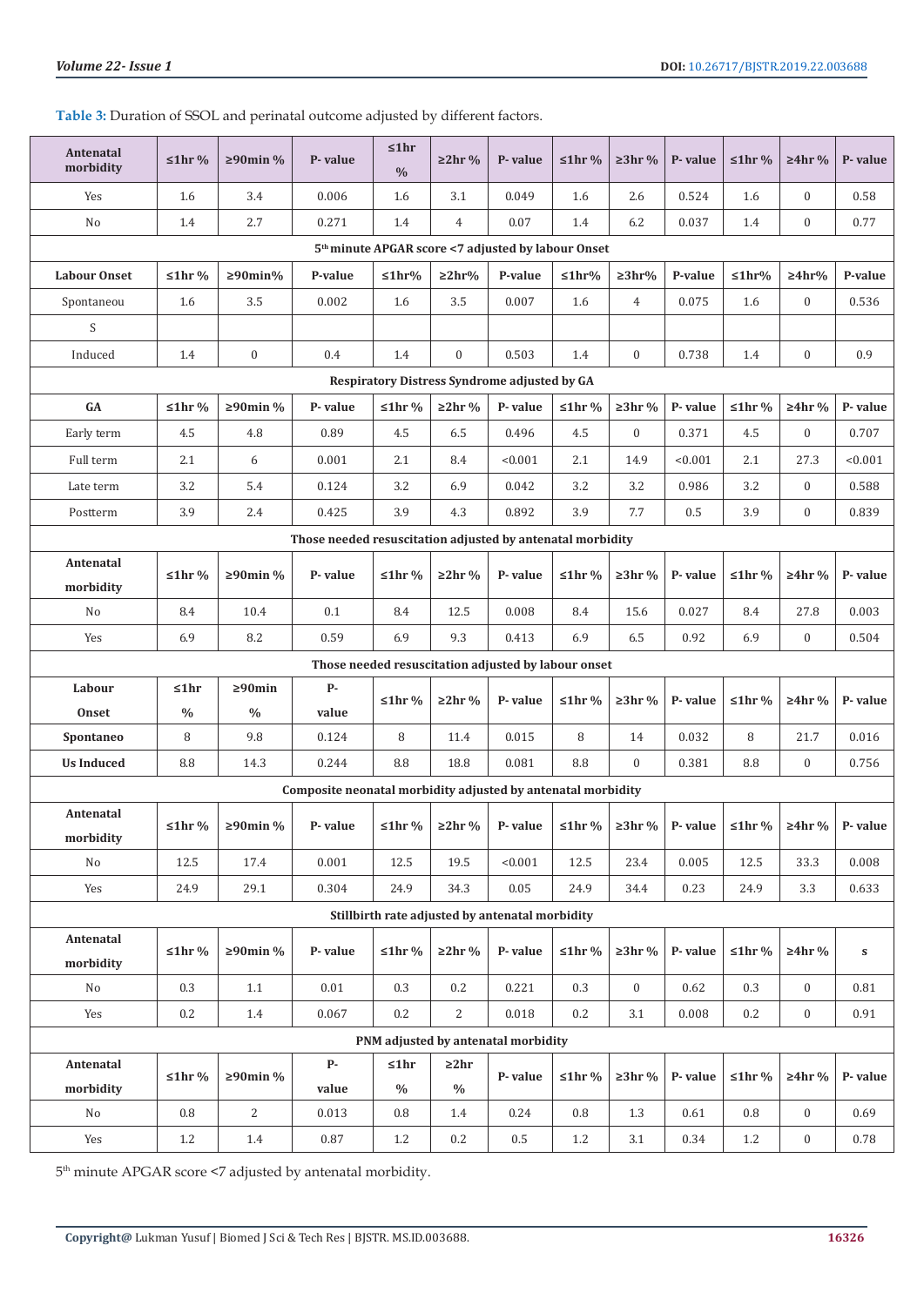**Table 3:** Duration of SSOL and perinatal outcome adjusted by different factors.

| Antenatal morbidity | ≤1hr % | ≥90min % | P- value | ≤1hr % | ≥2hr % | P- value | ≤1hr % | ≥3hr % | P- value | ≤1hr % | ≥4hr % | P- value |
|---|---|---|---|---|---|---|---|---|---|---|---|---|
| Yes | 1.6 | 3.4 | 0.006 | 1.6 | 3.1 | 0.049 | 1.6 | 2.6 | 0.524 | 1.6 | 0 | 0.58 |
| No | 1.4 | 2.7 | 0.271 | 1.4 | 4 | 0.07 | 1.4 | 6.2 | 0.037 | 1.4 | 0 | 0.77 |
| **5th minute APGAR score <7 adjusted by labour Onset** | | | | | | | | | | | | |
| **Labour Onset** | **≤1hr %** | **≥90min%** | **P-value** | **≤1hr%** | **≥2hr%** | **P-value** | **≤1hr%** | **≥3hr%** | **P-value** | **≤1hr%** | **≥4hr%** | **P-value** |
| Spontaneou | 1.6 | 3.5 | 0.002 | 1.6 | 3.5 | 0.007 | 1.6 | 4 | 0.075 | 1.6 | 0 | 0.536 |
| S | | | | | | | | | | | | |
| Induced | 1.4 | 0 | 0.4 | 1.4 | 0 | 0.503 | 1.4 | 0 | 0.738 | 1.4 | 0 | 0.9 |
| **Respiratory Distress Syndrome adjusted by GA** | | | | | | | | | | | | |
| **GA** | **≤1hr %** | **≥90min %** | **P- value** | **≤1hr %** | **≥2hr %** | **P- value** | **≤1hr %** | **≥3hr %** | **P- value** | **≤1hr %** | **≥4hr %** | **P- value** |
| Early term | 4.5 | 4.8 | 0.89 | 4.5 | 6.5 | 0.496 | 4.5 | 0 | 0.371 | 4.5 | 0 | 0.707 |
| Full term | 2.1 | 6 | 0.001 | 2.1 | 8.4 | <0.001 | 2.1 | 14.9 | <0.001 | 2.1 | 27.3 | <0.001 |
| Late term | 3.2 | 5.4 | 0.124 | 3.2 | 6.9 | 0.042 | 3.2 | 3.2 | 0.986 | 3.2 | 0 | 0.588 |
| Postterm | 3.9 | 2.4 | 0.425 | 3.9 | 4.3 | 0.892 | 3.9 | 7.7 | 0.5 | 3.9 | 0 | 0.839 |
| **Those needed resuscitation adjusted by antenatal morbidity** | | | | | | | | | | | | |
| **Antenatal morbidity** | **≤1hr %** | **≥90min %** | **P- value** | **≤1hr %** | **≥2hr %** | **P- value** | **≤1hr %** | **≥3hr %** | **P- value** | **≤1hr %** | **≥4hr %** | **P- value** |
| No | 8.4 | 10.4 | 0.1 | 8.4 | 12.5 | 0.008 | 8.4 | 15.6 | 0.027 | 8.4 | 27.8 | 0.003 |
| Yes | 6.9 | 8.2 | 0.59 | 6.9 | 9.3 | 0.413 | 6.9 | 6.5 | 0.92 | 6.9 | 0 | 0.504 |
| **Those needed resuscitation adjusted by labour onset** | | | | | | | | | | | | |
| **Labour Onset** | **≤1hr %** | **≥90min %** | **P- value** | **≤1hr %** | **≥2hr %** | **P- value** | **≤1hr %** | **≥3hr %** | **P- value** | **≤1hr %** | **≥4hr %** | **P- value** |
| **Spontaneo** | 8 | 9.8 | 0.124 | 8 | 11.4 | 0.015 | 8 | 14 | 0.032 | 8 | 21.7 | 0.016 |
| **Us Induced** | 8.8 | 14.3 | 0.244 | 8.8 | 18.8 | 0.081 | 8.8 | 0 | 0.381 | 8.8 | 0 | 0.756 |
| **Composite neonatal morbidity adjusted by antenatal morbidity** | | | | | | | | | | | | |
| **Antenatal morbidity** | **≤1hr %** | **≥90min %** | **P- value** | **≤1hr %** | **≥2hr %** | **P- value** | **≤1hr %** | **≥3hr %** | **P- value** | **≤1hr %** | **≥4hr %** | **P- value** |
| No | 12.5 | 17.4 | 0.001 | 12.5 | 19.5 | <0.001 | 12.5 | 23.4 | 0.005 | 12.5 | 33.3 | 0.008 |
| Yes | 24.9 | 29.1 | 0.304 | 24.9 | 34.3 | 0.05 | 24.9 | 34.4 | 0.23 | 24.9 | 3.3 | 0.633 |
| **Stillbirth rate adjusted by antenatal morbidity** | | | | | | | | | | | | |
| **Antenatal morbidity** | **≤1hr %** | **≥90min %** | **P- value** | **≤1hr %** | **≥2hr %** | **P- value** | **≤1hr %** | **≥3hr %** | **P- value** | **≤1hr %** | **≥4hr %** | **s** |
| No | 0.3 | 1.1 | 0.01 | 0.3 | 0.2 | 0.221 | 0.3 | 0 | 0.62 | 0.3 | 0 | 0.81 |
| Yes | 0.2 | 1.4 | 0.067 | 0.2 | 2 | 0.018 | 0.2 | 3.1 | 0.008 | 0.2 | 0 | 0.91 |
| **PNM adjusted by antenatal morbidity** | | | | | | | | | | | | |
| **Antenatal morbidity** | **≤1hr %** | **≥90min %** | **P- value** | **≤1hr %** | **≥2hr %** | **P- value** | **≤1hr %** | **≥3hr %** | **P- value** | **≤1hr %** | **≥4hr %** | **P- value** |
| No | 0.8 | 2 | 0.013 | 0.8 | 1.4 | 0.24 | 0.8 | 1.3 | 0.61 | 0.8 | 0 | 0.69 |
| Yes | 1.2 | 1.4 | 0.87 | 1.2 | 0.2 | 0.5 | 1.2 | 3.1 | 0.34 | 1.2 | 0 | 0.78 |

5th minute APGAR score <7 adjusted by antenatal morbidity.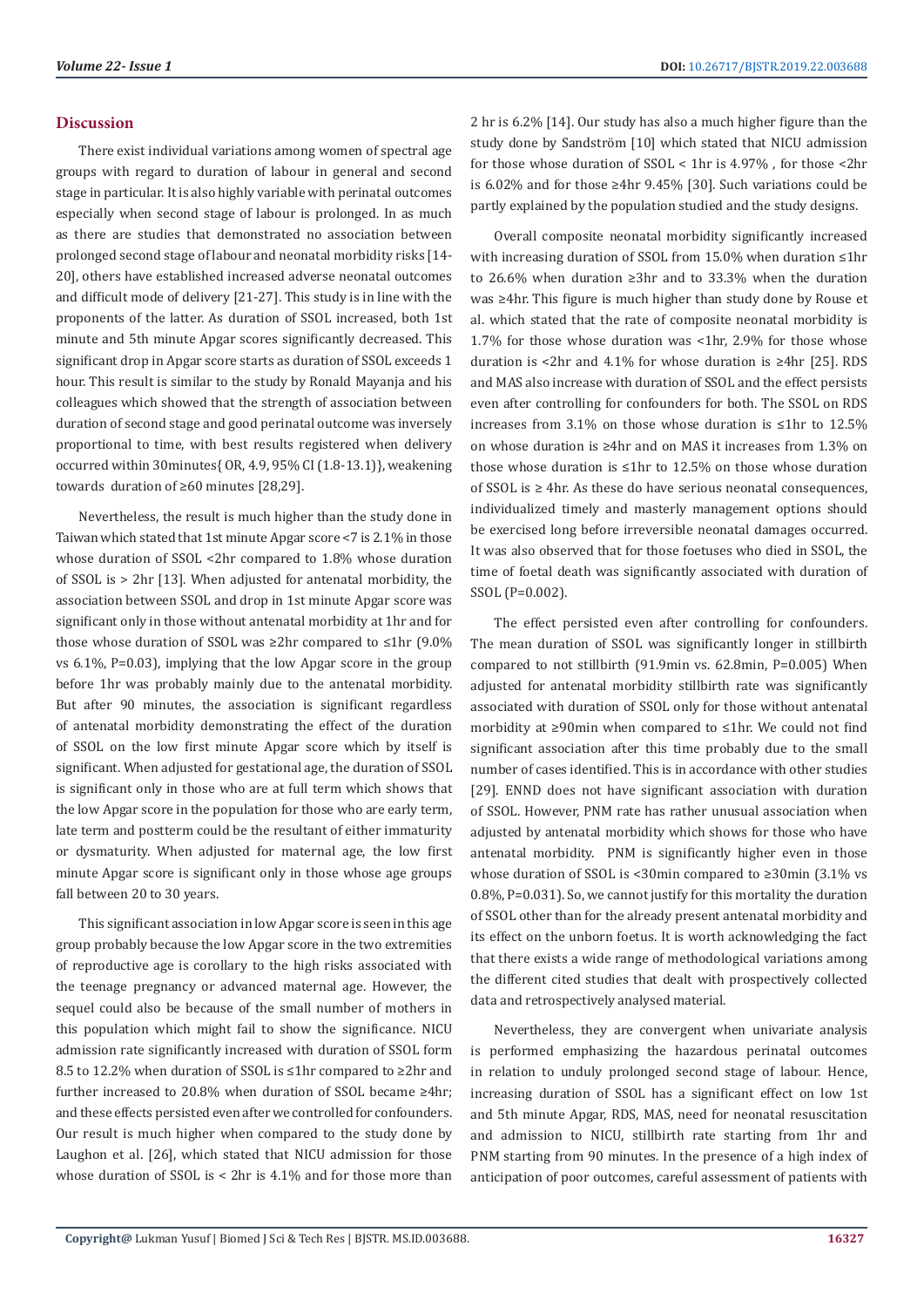## Discussion

There exist individual variations among women of spectral age groups with regard to duration of labour in general and second stage in particular. It is also highly variable with perinatal outcomes especially when second stage of labour is prolonged. In as much as there are studies that demonstrated no association between prolonged second stage of labour and neonatal morbidity risks [14-20], others have established increased adverse neonatal outcomes and difficult mode of delivery [21-27]. This study is in line with the proponents of the latter. As duration of SSOL increased, both 1st minute and 5th minute Apgar scores significantly decreased. This significant drop in Apgar score starts as duration of SSOL exceeds 1 hour. This result is similar to the study by Ronald Mayanja and his colleagues which showed that the strength of association between duration of second stage and good perinatal outcome was inversely proportional to time, with best results registered when delivery occurred within 30minutes{ OR, 4.9, 95% CI (1.8-13.1)}, weakening towards duration of ≥60 minutes [28,29].

Nevertheless, the result is much higher than the study done in Taiwan which stated that 1st minute Apgar score <7 is 2.1% in those whose duration of SSOL <2hr compared to 1.8% whose duration of SSOL is > 2hr [13]. When adjusted for antenatal morbidity, the association between SSOL and drop in 1st minute Apgar score was significant only in those without antenatal morbidity at 1hr and for those whose duration of SSOL was ≥2hr compared to ≤1hr (9.0% vs 6.1%, P=0.03), implying that the low Apgar score in the group before 1hr was probably mainly due to the antenatal morbidity. But after 90 minutes, the association is significant regardless of antenatal morbidity demonstrating the effect of the duration of SSOL on the low first minute Apgar score which by itself is significant. When adjusted for gestational age, the duration of SSOL is significant only in those who are at full term which shows that the low Apgar score in the population for those who are early term, late term and postterm could be the resultant of either immaturity or dysmaturity. When adjusted for maternal age, the low first minute Apgar score is significant only in those whose age groups fall between 20 to 30 years.

This significant association in low Apgar score is seen in this age group probably because the low Apgar score in the two extremities of reproductive age is corollary to the high risks associated with the teenage pregnancy or advanced maternal age. However, the sequel could also be because of the small number of mothers in this population which might fail to show the significance. NICU admission rate significantly increased with duration of SSOL form 8.5 to 12.2% when duration of SSOL is ≤1hr compared to ≥2hr and further increased to 20.8% when duration of SSOL became ≥4hr; and these effects persisted even after we controlled for confounders. Our result is much higher when compared to the study done by Laughon et al. [26], which stated that NICU admission for those whose duration of SSOL is < 2hr is 4.1% and for those more than 2 hr is 6.2% [14]. Our study has also a much higher figure than the study done by Sandström [10] which stated that NICU admission for those whose duration of SSOL < 1hr is 4.97% , for those <2hr is 6.02% and for those ≥4hr 9.45% [30]. Such variations could be partly explained by the population studied and the study designs.

Overall composite neonatal morbidity significantly increased with increasing duration of SSOL from 15.0% when duration ≤1hr to 26.6% when duration ≥3hr and to 33.3% when the duration was ≥4hr. This figure is much higher than study done by Rouse et al. which stated that the rate of composite neonatal morbidity is 1.7% for those whose duration was <1hr, 2.9% for those whose duration is <2hr and 4.1% for whose duration is ≥4hr [25]. RDS and MAS also increase with duration of SSOL and the effect persists even after controlling for confounders for both. The SSOL on RDS increases from 3.1% on those whose duration is ≤1hr to 12.5% on whose duration is ≥4hr and on MAS it increases from 1.3% on those whose duration is ≤1hr to 12.5% on those whose duration of SSOL is ≥ 4hr. As these do have serious neonatal consequences, individualized timely and masterly management options should be exercised long before irreversible neonatal damages occurred. It was also observed that for those foetuses who died in SSOL, the time of foetal death was significantly associated with duration of SSOL (P=0.002).

The effect persisted even after controlling for confounders. The mean duration of SSOL was significantly longer in stillbirth compared to not stillbirth (91.9min vs. 62.8min, P=0.005) When adjusted for antenatal morbidity stillbirth rate was significantly associated with duration of SSOL only for those without antenatal morbidity at ≥90min when compared to ≤1hr. We could not find significant association after this time probably due to the small number of cases identified. This is in accordance with other studies [29]. ENND does not have significant association with duration of SSOL. However, PNM rate has rather unusual association when adjusted by antenatal morbidity which shows for those who have antenatal morbidity. PNM is significantly higher even in those whose duration of SSOL is <30min compared to ≥30min (3.1% vs 0.8%, P=0.031). So, we cannot justify for this mortality the duration of SSOL other than for the already present antenatal morbidity and its effect on the unborn foetus. It is worth acknowledging the fact that there exists a wide range of methodological variations among the different cited studies that dealt with prospectively collected data and retrospectively analysed material.

Nevertheless, they are convergent when univariate analysis is performed emphasizing the hazardous perinatal outcomes in relation to unduly prolonged second stage of labour. Hence, increasing duration of SSOL has a significant effect on low 1st and 5th minute Apgar, RDS, MAS, need for neonatal resuscitation and admission to NICU, stillbirth rate starting from 1hr and PNM starting from 90 minutes. In the presence of a high index of anticipation of poor outcomes, careful assessment of patients with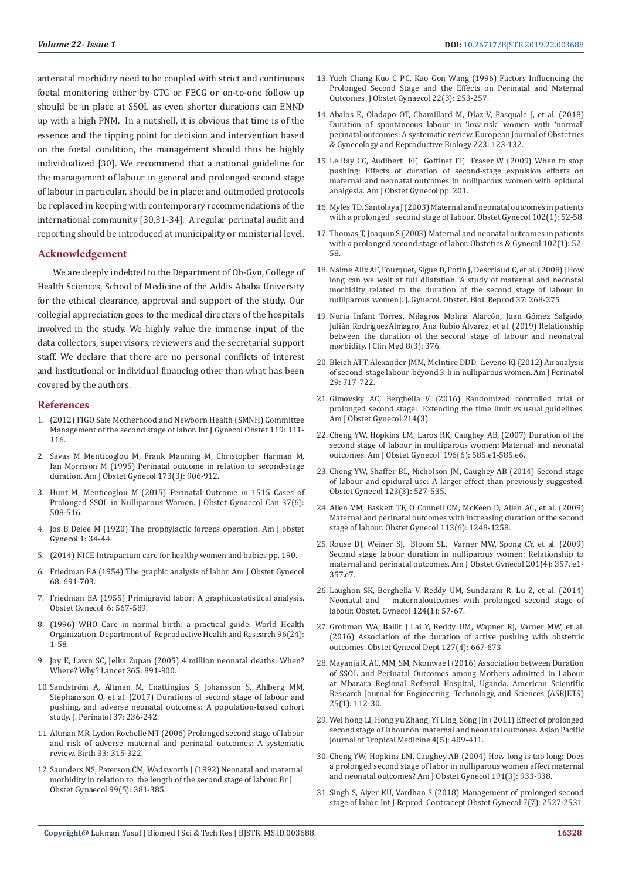antenatal morbidity need to be coupled with strict and continuous foetal monitoring either by CTG or FECG or on-to-one follow up should be in place at SSOL as even shorter durations can ENND up with a high PNM. In a nutshell, it is obvious that time is of the essence and the tipping point for decision and intervention based on the foetal condition, the management should thus be highly individualized [30]. We recommend that a national guideline for the management of labour in general and prolonged second stage of labour in particular, should be in place; and outmoded protocols be replaced in keeping with contemporary recommendations of the international community [30,31-34]. A regular perinatal audit and reporting should be introduced at municipality or ministerial level.

## Acknowledgement

We are deeply indebted to the Department of Ob-Gyn, College of Health Sciences, School of Medicine of the Addis Ababa University for the ethical clearance, approval and support of the study. Our collegial appreciation goes to the medical directors of the hospitals involved in the study. We highly value the immense input of the data collectors, supervisors, reviewers and the secretarial support staff. We declare that there are no personal conflicts of interest and institutional or individual financing other than what has been covered by the authors.

## References

1. (2012) FIGO Safe Motherhood and Newborn Health (SMNH) Committee Management of the second stage of labor. Int J Gynecol Obstet 119: 111-116.
2. Savas M Menticoglou M, Frank Manning M, Christopher Harman M, Ian Morrison M (1995) Perinatal outcome in relation to second-stage duration. Am J Obstet Gynecol 173(3): 906-912.
3. Hunt M, Menticoglou M (2015) Perinatal Outcome in 1515 Cases of Prolonged SSOL in Nulliparous Women. J Obstet Gynaecol Can 37(6): 508-516.
4. Jos B Delee M (1920) The prophylactic forceps operation. Am J obstet Gynecol 1: 34-44.
5. (2014) NICE Intrapartum care for healthy women and babies pp. 190.
6. Friedman EA (1954) The graphic analysis of labor. Am J Obstet Gynecol 68: 691-703.
7. Friedman EA (1955) Primigravid labor: A graphicostatistical analysis. Obstet Gynecol 6: 567-589.
8. (1996) WHO Care in normal birth: a practical guide. World Health Organization. Department of Reproductive Health and Research 96(24): 1-58.
9. Joy E, Lawn SC, Jelka Zupan (2005) 4 million neonatal deaths: When? Where? Why? Lancet 365: 891-900.
10. Sandström A, Altman M, Cnattingius S, Johansson S, Ahlberg MM, Stephansson O, et al. (2017) Durations of second stage of labour and pushing, and adverse neonatal outcomes: A population-based cohort study. J. Perinatol 37: 236-242.
11. Altman MR, Lydon Rochelle MT (2006) Prolonged second stage of labour and risk of adverse maternal and perinatal outcomes: A systematic review. Birth 33: 315-322.
12. Saunders NS, Paterson CM, Wadsworth J (1992) Neonatal and maternal morbidity in relation to the length of the second stage of labour. Br J Obstet Gynaecol 99(5): 381-385.
13. Yueh Chang Kuo C PC, Kuo Gon Wang (1996) Factors Influencing the Prolonged Second Stage and the Effects on Perinatal and Maternal Outcomes. J Obstet Gynaecol 22(3): 253-257.
14. Abalos E, Oladapo OT, Chamillard M, Díaz V, Pasquale J, et al. (2018) Duration of spontaneous labour in 'low-risk' women with 'normal' perinatal outcomes: A systematic review. European Journal of Obstetrics & Gynecology and Reproductive Biology 223: 123-132.
15. Le Ray CC, Audibert FF, Goffinet FF, Fraser W (2009) When to stop pushing: Effects of duration of second-stage expulsion efforts on maternal and neonatal outcomes in nulliparous women with epidural analgesia. Am J Obstet Gynecol pp. 201.
16. Myles TD, Santolaya J (2003) Maternal and neonatal outcomes in patients with a prolonged second stage of labour. Obstet Gynecol 102(1): 52-58.
17. Thomas T, Joaquin S (2003) Maternal and neonatal outcomes in patients with a prolonged second stage of labor. Obstetics & Gynecol 102(1): 52-58.
18. Naime Alix AF, Fourquet, Sigue D, Potin J, Descriaud C, et al. (2008) [How long can we wait at full dilatation. A study of maternal and neonatal morbidity related to the duration of the second stage of labour in nulliparous women]. J. Gynecol. Obstet. Biol. Reprod 37: 268-275.
19. Nuria Infant Torres, Milagros Molina Alarcón, Juan Gómez Salgado, Julián RodríguezAlmagro, Ana Rubio Álvarez, et al. (2019) Relationship between the duration of the second stage of labour and neonatyal morbidity. J Clin Med 8(3): 376.
20. Bleich ATT, Alexander JMM, McIntire DDD, Leveno KJ (2012) An analysis of second-stage labour beyond 3 h in nulliparous women. Am J Perinatol 29: 717-722.
21. Gimovsky AC, Berghella V (2016) Randomized controlled trial of prolonged second stage: Extending the time limit vs usual guidelines. Am J Obstet Gynecol 214(3).
22. Cheng YW, Hopkins LM, Laros RK, Caughey AB, (2007) Duration of the second stage of labour in multiparous women: Maternal and neonatal outcomes. Am J Obstet Gynecol 196(6): 585.e1-585.e6.
23. Cheng YW, Shaffer BL, Nicholson JM, Caughey AB (2014) Second stage of labour and epidural use: A larger effect than previously suggested. Obstet Gynecol 123(3): 527-535.
24. Allen VM, Baskett TF, O Connell CM, McKeen D, Allen AC, et al. (2009) Maternal and perinatal outcomes with increasing duration of the second stage of labour. Obstet Gynecol 113(6): 1248-1258.
25. Rouse DJ, Weiner SJ, Bloom SL, Varner MW, Spong CY, et al. (2009) Second stage labour duration in nulliparous women: Relationship to maternal and perinatal outcomes. Am J Obstet Gynecol 201(4): 357. e1-357.e7.
26. Laughon SK, Berghella V, Reddy UM, Sundaram R, Lu Z, et al. (2014) Neonatal and maternaloutcomes with prolonged second stage of labour. Obstet. Gynecol 124(1): 57-67.
27. Grobman WA, Bailit J Lai Y, Reddy UM, Wapner RJ, Varner MW, et al. (2016) Association of the duration of active pushing with obstetric outcomes. Obstet Gynecol Dept 127(4): 667-673.
28. Mayanja R, AC, MM, SM, Nkonwae I (2016) Association between Duration of SSOL and Perinatal Outcomes among Mothers admitted in Labour at Mbarara Regional Referral Hospital, Uganda. American Scientific Research Journal for Engineering, Technology, and Sciences (ASRJETS) 25(1): 112-30.
29. Wei hong Li, Hong yu Zhang, Yi Ling, Song Jin (2011) Effect of prolonged second stage of labour on maternal and neonatal outcones. Asian Pacific Journal of Tropical Medicine 4(5): 409-411.
30. Cheng YW, Hopkins LM, Caughey AB (2004) How long is too long: Does a prolonged second stage of labor in nulliparous women affect maternal and neonatal outcomes? Am J Obstet Gynecol 191(3): 933-938.
31. Singh S, Aiyer KU, Vardhan S (2018) Management of prolonged second stage of labor. Int J Reprod Contracept Obstet Gynecol 7(7): 2527-2531.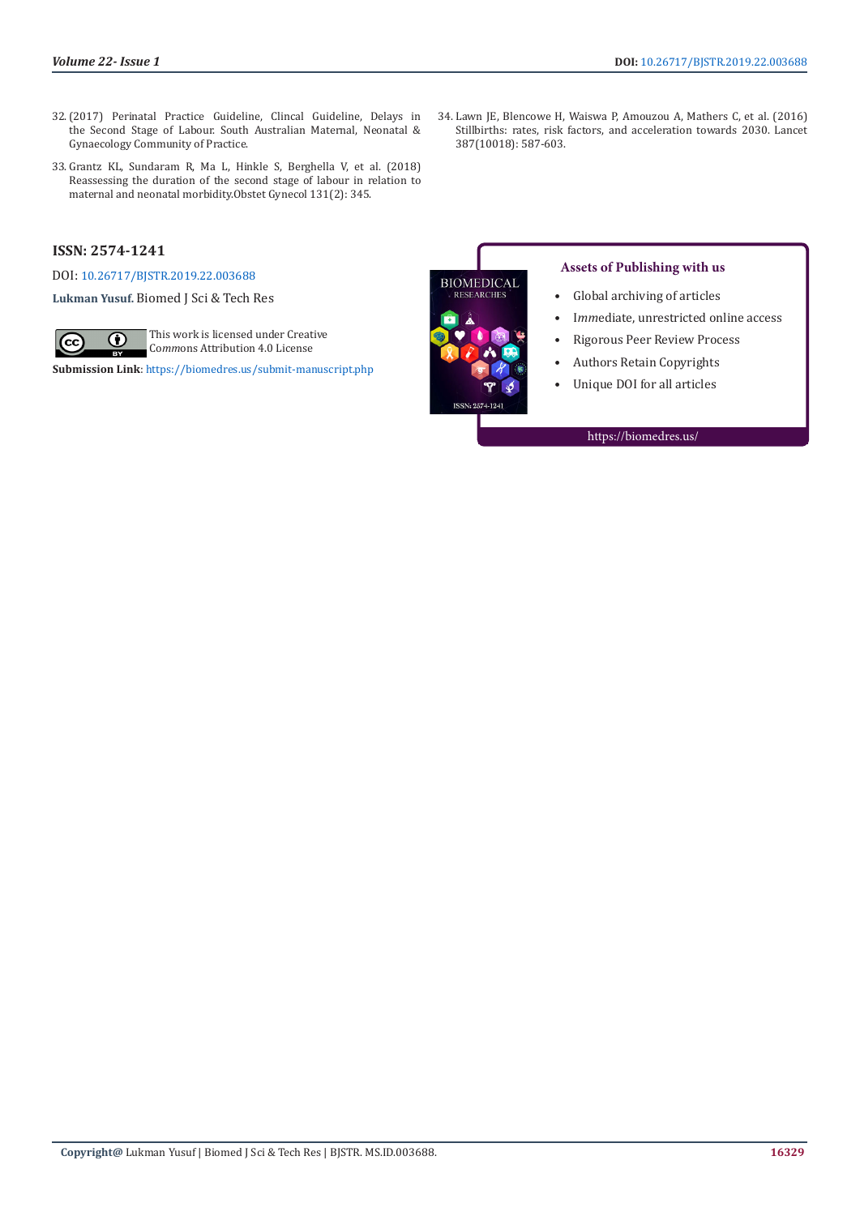32. (2017) Perinatal Practice Guideline, Clincal Guideline, Delays in the Second Stage of Labour. South Australian Maternal, Neonatal & Gynaecology Community of Practice.
33. Grantz KL, Sundaram R, Ma L, Hinkle S, Berghella V, et al. (2018) Reassessing the duration of the second stage of labour in relation to maternal and neonatal morbidity.Obstet Gynecol 131(2): 345.
34. Lawn JE, Blencowe H, Waiswa P, Amouzou A, Mathers C, et al. (2016) Stillbirths: rates, risk factors, and acceleration towards 2030. Lancet 387(10018): 587-603.

**ISSN: 2574-1241**

DOI: 10.26717/BJSTR.2019.22.003688

**Lukman Yusuf.** Biomed J Sci & Tech Res

This work is licensed under Creative Commons Attribution 4.0 License

**Submission Link**: https://biomedres.us/submit-manuscript.php

**Assets of Publishing with us**

- Global archiving of articles
- Immediate, unrestricted online access
- Rigorous Peer Review Process
- Authors Retain Copyrights
- Unique DOI for all articles

https://biomedres.us/